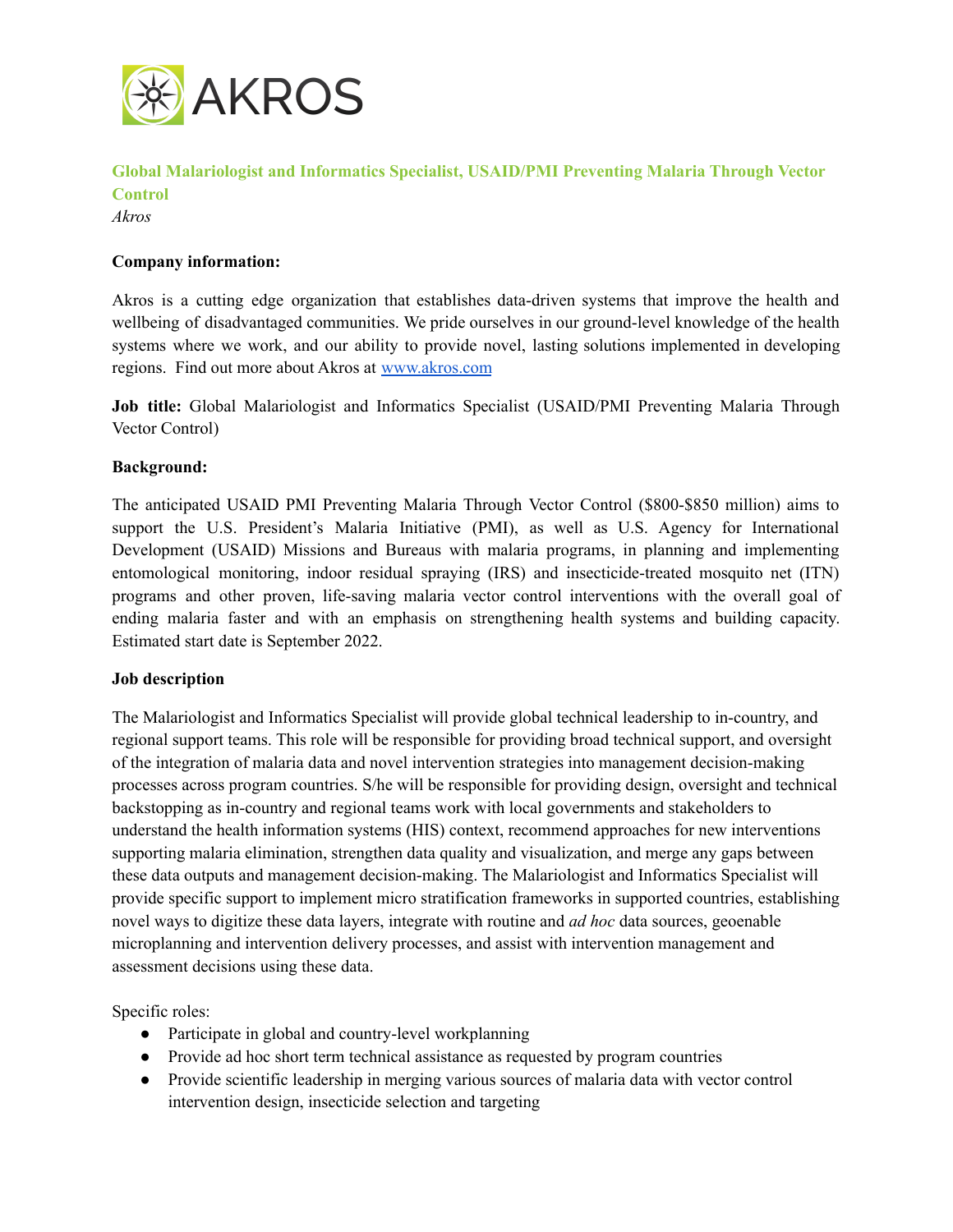AKROS

# Global Malariologist and Informatics Specialist, USAID/PMI Preventing Malaria Through Vector Control

*Akros*

**Company information:**

Akros is a cutting edge organization that establishes data-driven systems that improve the health and wellbeing of disadvantaged communities. We pride ourselves in our ground-level knowledge of the health systems where we work, and our ability to provide novel, lasting solutions implemented in developing regions. Find out more about Akros at [www.akros.com](http://www.akros.com)

**Job title:** Global Malariologist and Informatics Specialist (USAID/PMI Preventing Malaria Through Vector Control)

**Background:**

The anticipated USAID PMI Preventing Malaria Through Vector Control ($800-$850 million) aims to support the U.S. President's Malaria Initiative (PMI), as well as U.S. Agency for International Development (USAID) Missions and Bureaus with malaria programs, in planning and implementing entomological monitoring, indoor residual spraying (IRS) and insecticide-treated mosquito net (ITN) programs and other proven, life-saving malaria vector control interventions with the overall goal of ending malaria faster and with an emphasis on strengthening health systems and building capacity. Estimated start date is September 2022.

**Job description**

The Malariologist and Informatics Specialist will provide global technical leadership to in-country, and regional support teams. This role will be responsible for providing broad technical support, and oversight of the integration of malaria data and novel intervention strategies into management decision-making processes across program countries. S/he will be responsible for providing design, oversight and technical backstopping as in-country and regional teams work with local governments and stakeholders to understand the health information systems (HIS) context, recommend approaches for new interventions supporting malaria elimination, strengthen data quality and visualization, and merge any gaps between these data outputs and management decision-making. The Malariologist and Informatics Specialist will provide specific support to implement micro stratification frameworks in supported countries, establishing novel ways to digitize these data layers, integrate with routine and *ad hoc* data sources, geoenable microplanning and intervention delivery processes, and assist with intervention management and assessment decisions using these data.

Specific roles:

- Participate in global and country-level workplanning
- Provide ad hoc short term technical assistance as requested by program countries
- Provide scientific leadership in merging various sources of malaria data with vector control intervention design, insecticide selection and targeting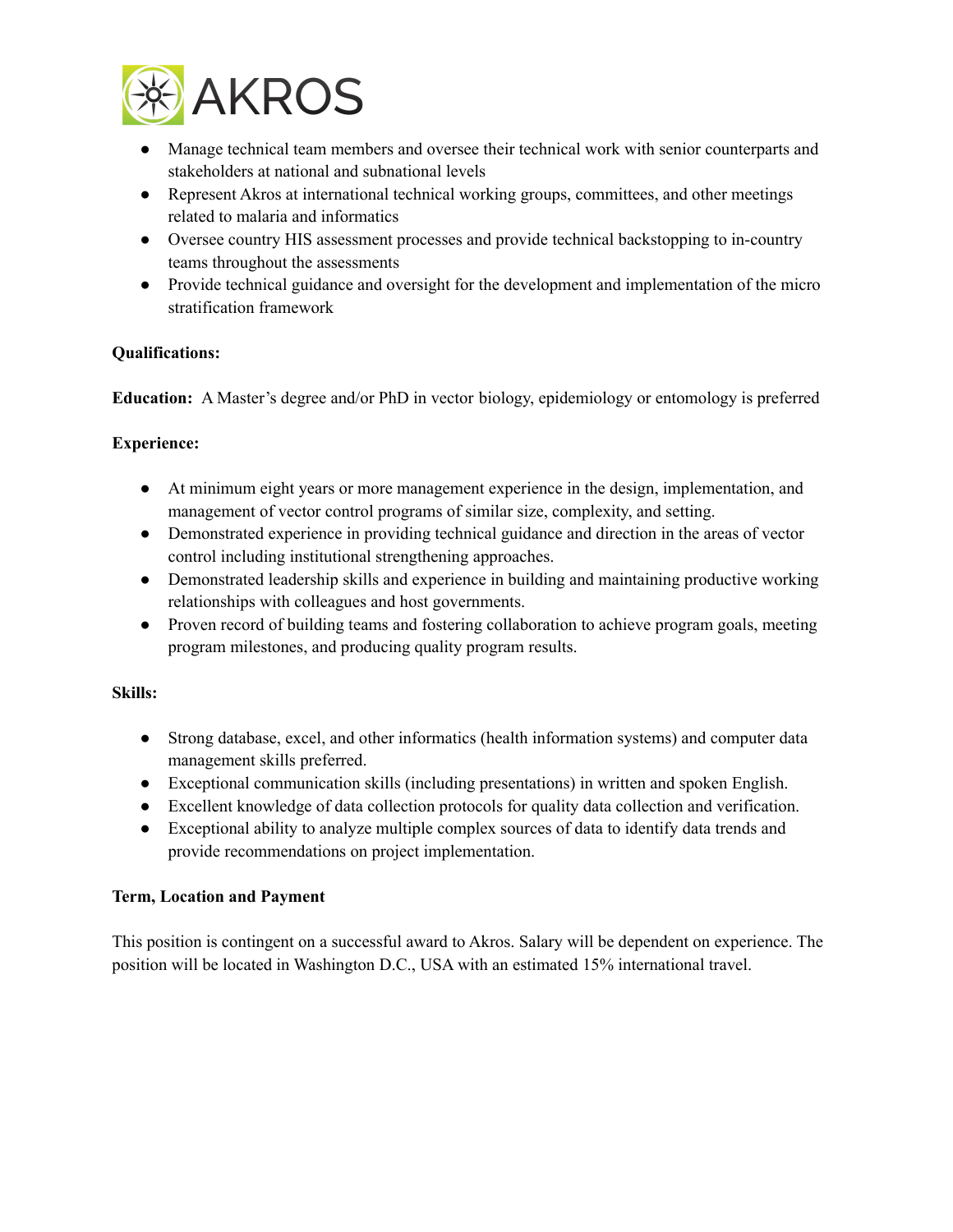- Manage technical team members and oversee their technical work with senior counterparts and stakeholders at national and subnational levels
- Represent Akros at international technical working groups, committees, and other meetings related to malaria and informatics
- Oversee country HIS assessment processes and provide technical backstopping to in-country teams throughout the assessments
- Provide technical guidance and oversight for the development and implementation of the micro stratification framework

**Qualifications:**

**Education:** A Master's degree and/or PhD in vector biology, epidemiology or entomology is preferred

**Experience:**

- At minimum eight years or more management experience in the design, implementation, and management of vector control programs of similar size, complexity, and setting.
- Demonstrated experience in providing technical guidance and direction in the areas of vector control including institutional strengthening approaches.
- Demonstrated leadership skills and experience in building and maintaining productive working relationships with colleagues and host governments.
- Proven record of building teams and fostering collaboration to achieve program goals, meeting program milestones, and producing quality program results.

**Skills:**

- Strong database, excel, and other informatics (health information systems) and computer data management skills preferred.
- Exceptional communication skills (including presentations) in written and spoken English.
- Excellent knowledge of data collection protocols for quality data collection and verification.
- Exceptional ability to analyze multiple complex sources of data to identify data trends and provide recommendations on project implementation.

**Term, Location and Payment**

This position is contingent on a successful award to Akros. Salary will be dependent on experience. The position will be located in Washington D.C., USA with an estimated 15% international travel.